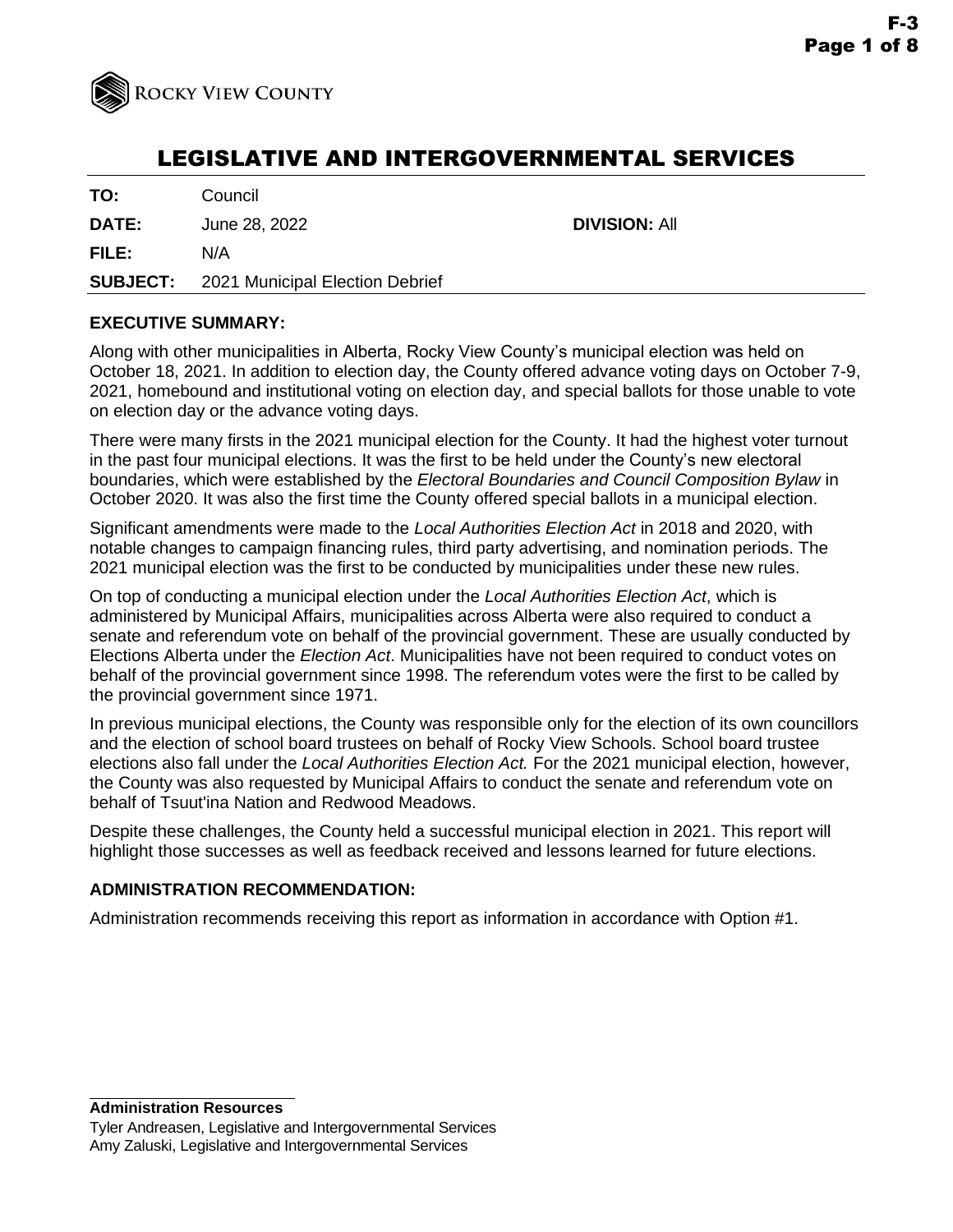ROCKY VIEW COUNTY

# LEGISLATIVE AND INTERGOVERNMENTAL SERVICES

| | | | |
|---|---|---|---|
| **TO:** | Council | | |
| **DATE:** | June 28, 2022 | **DIVISION:** All | |
| **FILE:** | N/A | | |
| **SUBJECT:** | 2021 Municipal Election Debrief | | |

## EXECUTIVE SUMMARY:

Along with other municipalities in Alberta, Rocky View County's municipal election was held on October 18, 2021. In addition to election day, the County offered advance voting days on October 7-9, 2021, homebound and institutional voting on election day, and special ballots for those unable to vote on election day or the advance voting days.

There were many firsts in the 2021 municipal election for the County. It had the highest voter turnout in the past four municipal elections. It was the first to be held under the County's new electoral boundaries, which were established by the *Electoral Boundaries and Council Composition Bylaw* in October 2020. It was also the first time the County offered special ballots in a municipal election.

Significant amendments were made to the *Local Authorities Election Act* in 2018 and 2020, with notable changes to campaign financing rules, third party advertising, and nomination periods. The 2021 municipal election was the first to be conducted by municipalities under these new rules.

On top of conducting a municipal election under the *Local Authorities Election Act*, which is administered by Municipal Affairs, municipalities across Alberta were also required to conduct a senate and referendum vote on behalf of the provincial government. These are usually conducted by Elections Alberta under the *Election Act*. Municipalities have not been required to conduct votes on behalf of the provincial government since 1998. The referendum votes were the first to be called by the provincial government since 1971.

In previous municipal elections, the County was responsible only for the election of its own councillors and the election of school board trustees on behalf of Rocky View Schools. School board trustee elections also fall under the *Local Authorities Election Act.* For the 2021 municipal election, however, the County was also requested by Municipal Affairs to conduct the senate and referendum vote on behalf of Tsuut'ina Nation and Redwood Meadows.

Despite these challenges, the County held a successful municipal election in 2021. This report will highlight those successes as well as feedback received and lessons learned for future elections.

## ADMINISTRATION RECOMMENDATION:

Administration recommends receiving this report as information in accordance with Option #1.

**Administration Resources**
Tyler Andreasen, Legislative and Intergovernmental Services
Amy Zaluski, Legislative and Intergovernmental Services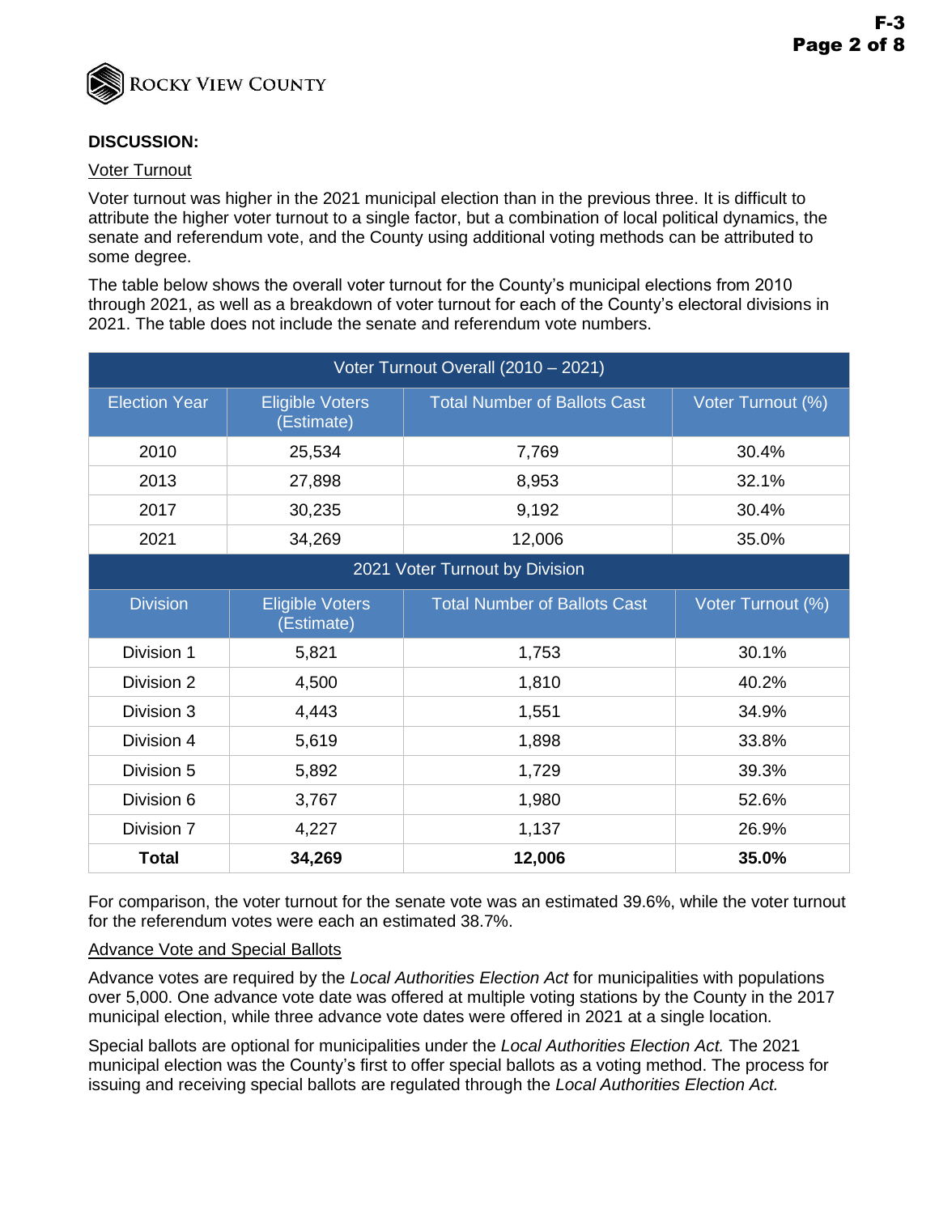**DISCUSSION:**

Voter Turnout

Voter turnout was higher in the 2021 municipal election than in the previous three. It is difficult to attribute the higher voter turnout to a single factor, but a combination of local political dynamics, the senate and referendum vote, and the County using additional voting methods can be attributed to some degree.

The table below shows the overall voter turnout for the County's municipal elections from 2010 through 2021, as well as a breakdown of voter turnout for each of the County's electoral divisions in 2021. The table does not include the senate and referendum vote numbers.

| Voter Turnout Overall (2010 – 2021) | | | |
|---|---|---|---|
| Election Year | Eligible Voters (Estimate) | Total Number of Ballots Cast | Voter Turnout (%) |
| 2010 | 25,534 | 7,769 | 30.4% |
| 2013 | 27,898 | 8,953 | 32.1% |
| 2017 | 30,235 | 9,192 | 30.4% |
| 2021 | 34,269 | 12,006 | 35.0% |
| **2021 Voter Turnout by Division** | | | |
| Division | Eligible Voters (Estimate) | Total Number of Ballots Cast | Voter Turnout (%) |
| Division 1 | 5,821 | 1,753 | 30.1% |
| Division 2 | 4,500 | 1,810 | 40.2% |
| Division 3 | 4,443 | 1,551 | 34.9% |
| Division 4 | 5,619 | 1,898 | 33.8% |
| Division 5 | 5,892 | 1,729 | 39.3% |
| Division 6 | 3,767 | 1,980 | 52.6% |
| Division 7 | 4,227 | 1,137 | 26.9% |
| **Total** | **34,269** | **12,006** | **35.0%** |

For comparison, the voter turnout for the senate vote was an estimated 39.6%, while the voter turnout for the referendum votes were each an estimated 38.7%.

Advance Vote and Special Ballots

Advance votes are required by the *Local Authorities Election Act* for municipalities with populations over 5,000. One advance vote date was offered at multiple voting stations by the County in the 2017 municipal election, while three advance vote dates were offered in 2021 at a single location.

Special ballots are optional for municipalities under the *Local Authorities Election Act.* The 2021 municipal election was the County's first to offer special ballots as a voting method. The process for issuing and receiving special ballots are regulated through the *Local Authorities Election Act.*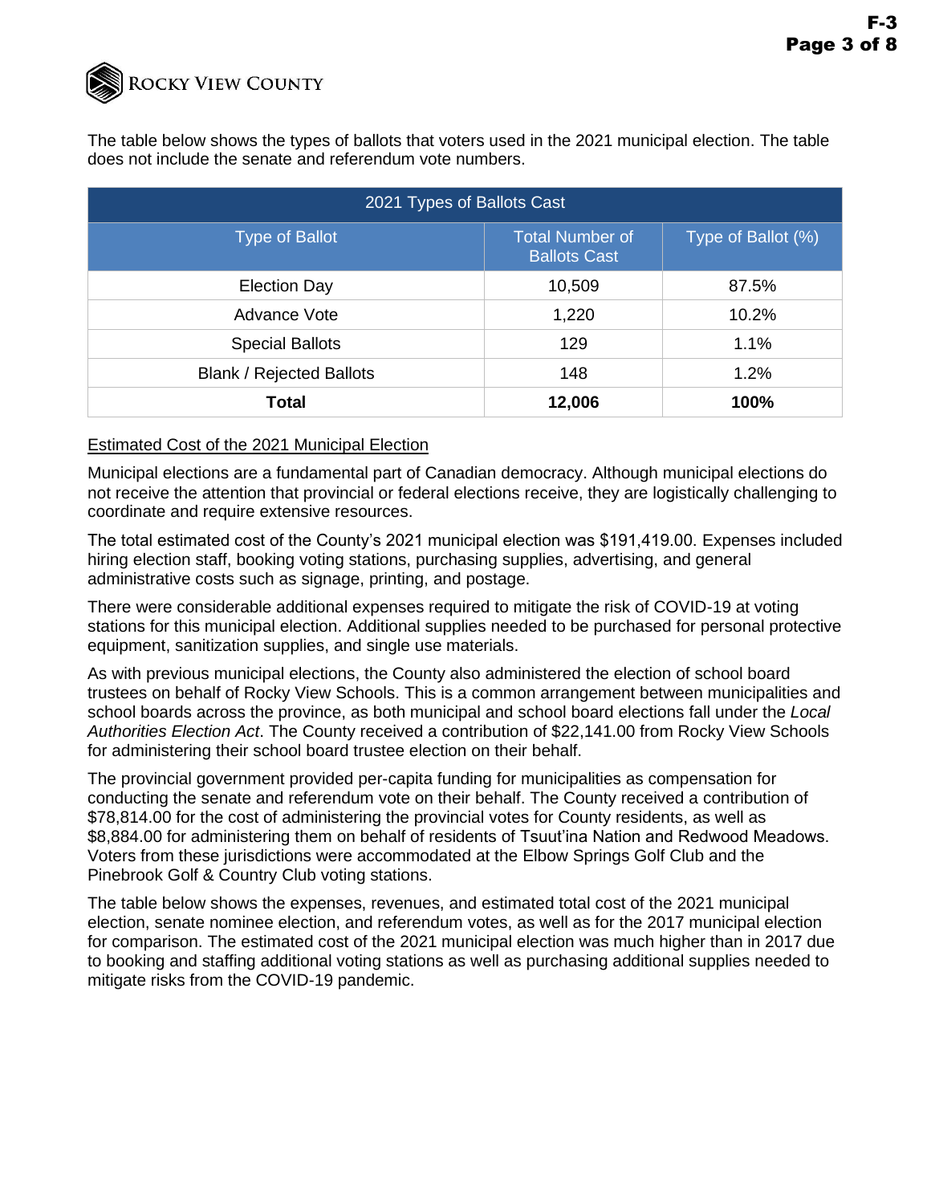The table below shows the types of ballots that voters used in the 2021 municipal election. The table does not include the senate and referendum vote numbers.

| 2021 Types of Ballots Cast | | |
|---|---|---|
| Type of Ballot | Total Number of Ballots Cast | Type of Ballot (%) |
| Election Day | 10,509 | 87.5% |
| Advance Vote | 1,220 | 10.2% |
| Special Ballots | 129 | 1.1% |
| Blank / Rejected Ballots | 148 | 1.2% |
| **Total** | **12,006** | **100%** |

## Estimated Cost of the 2021 Municipal Election

Municipal elections are a fundamental part of Canadian democracy. Although municipal elections do not receive the attention that provincial or federal elections receive, they are logistically challenging to coordinate and require extensive resources.

The total estimated cost of the County's 2021 municipal election was $191,419.00. Expenses included hiring election staff, booking voting stations, purchasing supplies, advertising, and general administrative costs such as signage, printing, and postage.

There were considerable additional expenses required to mitigate the risk of COVID-19 at voting stations for this municipal election. Additional supplies needed to be purchased for personal protective equipment, sanitization supplies, and single use materials.

As with previous municipal elections, the County also administered the election of school board trustees on behalf of Rocky View Schools. This is a common arrangement between municipalities and school boards across the province, as both municipal and school board elections fall under the *Local Authorities Election Act*. The County received a contribution of $22,141.00 from Rocky View Schools for administering their school board trustee election on their behalf.

The provincial government provided per-capita funding for municipalities as compensation for conducting the senate and referendum vote on their behalf. The County received a contribution of $78,814.00 for the cost of administering the provincial votes for County residents, as well as $8,884.00 for administering them on behalf of residents of Tsuut'ina Nation and Redwood Meadows. Voters from these jurisdictions were accommodated at the Elbow Springs Golf Club and the Pinebrook Golf & Country Club voting stations.

The table below shows the expenses, revenues, and estimated total cost of the 2021 municipal election, senate nominee election, and referendum votes, as well as for the 2017 municipal election for comparison. The estimated cost of the 2021 municipal election was much higher than in 2017 due to booking and staffing additional voting stations as well as purchasing additional supplies needed to mitigate risks from the COVID-19 pandemic.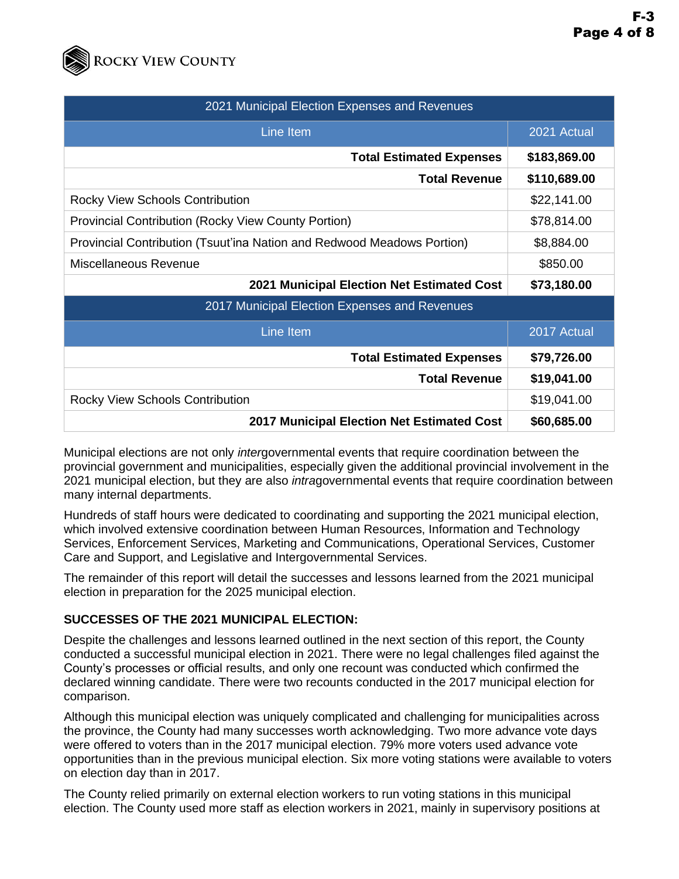| 2021 Municipal Election Expenses and Revenues | |
|---|---|
| Line Item | 2021 Actual |
| **Total Estimated Expenses** | **$183,869.00** |
| **Total Revenue** | **$110,689.00** |
| Rocky View Schools Contribution | $22,141.00 |
| Provincial Contribution (Rocky View County Portion) | $78,814.00 |
| Provincial Contribution (Tsuut'ina Nation and Redwood Meadows Portion) | $8,884.00 |
| Miscellaneous Revenue | $850.00 |
| **2021 Municipal Election Net Estimated Cost** | **$73,180.00** |
| 2017 Municipal Election Expenses and Revenues | |
| Line Item | 2017 Actual |
| **Total Estimated Expenses** | **$79,726.00** |
| **Total Revenue** | **$19,041.00** |
| Rocky View Schools Contribution | $19,041.00 |
| **2017 Municipal Election Net Estimated Cost** | **$60,685.00** |

Municipal elections are not only *inter*governmental events that require coordination between the provincial government and municipalities, especially given the additional provincial involvement in the 2021 municipal election, but they are also *intra*governmental events that require coordination between many internal departments.

Hundreds of staff hours were dedicated to coordinating and supporting the 2021 municipal election, which involved extensive coordination between Human Resources, Information and Technology Services, Enforcement Services, Marketing and Communications, Operational Services, Customer Care and Support, and Legislative and Intergovernmental Services.

The remainder of this report will detail the successes and lessons learned from the 2021 municipal election in preparation for the 2025 municipal election.

**SUCCESSES OF THE 2021 MUNICIPAL ELECTION:**

Despite the challenges and lessons learned outlined in the next section of this report, the County conducted a successful municipal election in 2021. There were no legal challenges filed against the County's processes or official results, and only one recount was conducted which confirmed the declared winning candidate. There were two recounts conducted in the 2017 municipal election for comparison.

Although this municipal election was uniquely complicated and challenging for municipalities across the province, the County had many successes worth acknowledging. Two more advance vote days were offered to voters than in the 2017 municipal election. 79% more voters used advance vote opportunities than in the previous municipal election. Six more voting stations were available to voters on election day than in 2017.

The County relied primarily on external election workers to run voting stations in this municipal election. The County used more staff as election workers in 2021, mainly in supervisory positions at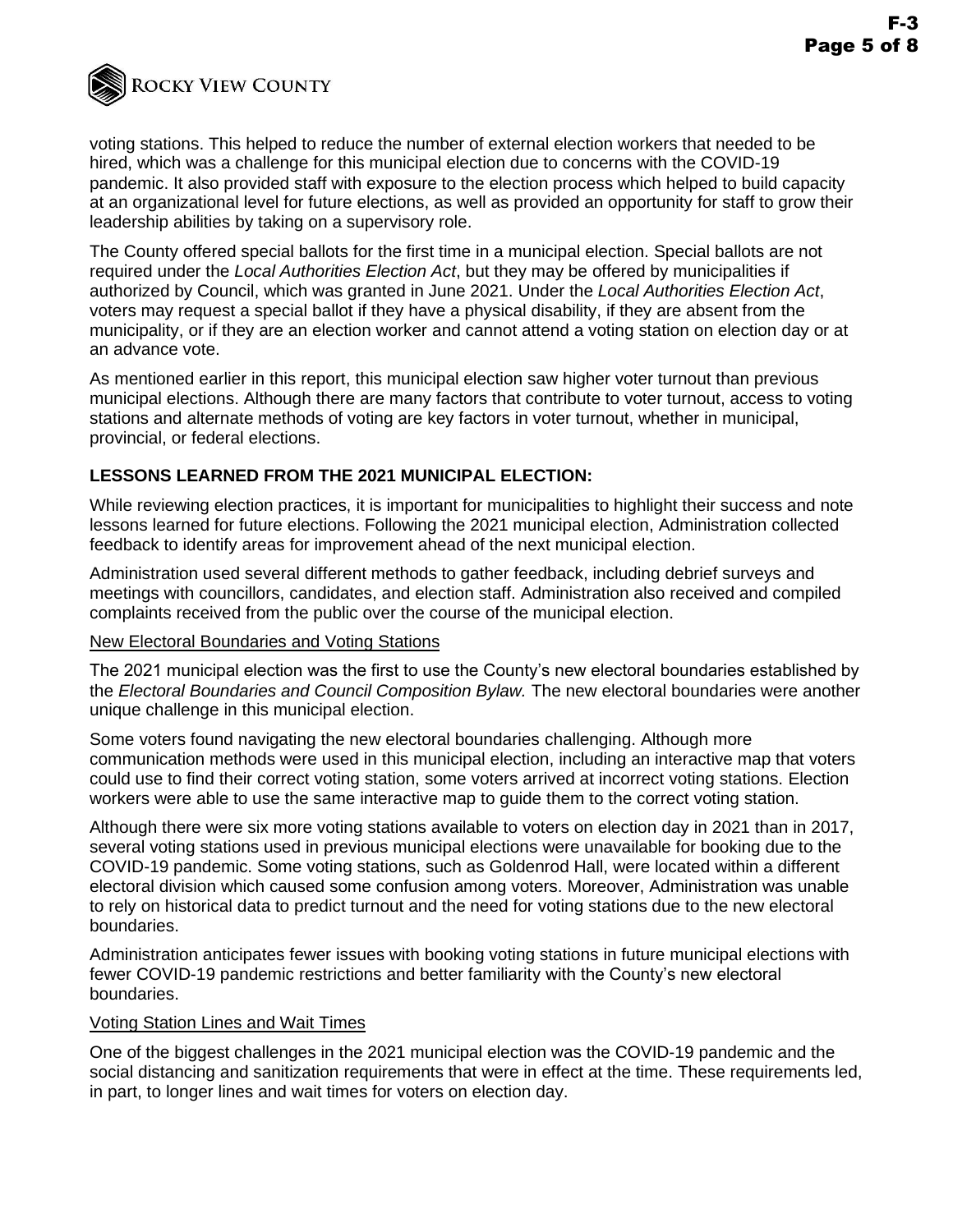voting stations. This helped to reduce the number of external election workers that needed to be hired, which was a challenge for this municipal election due to concerns with the COVID-19 pandemic. It also provided staff with exposure to the election process which helped to build capacity at an organizational level for future elections, as well as provided an opportunity for staff to grow their leadership abilities by taking on a supervisory role.

The County offered special ballots for the first time in a municipal election. Special ballots are not required under the *Local Authorities Election Act*, but they may be offered by municipalities if authorized by Council, which was granted in June 2021. Under the *Local Authorities Election Act*, voters may request a special ballot if they have a physical disability, if they are absent from the municipality, or if they are an election worker and cannot attend a voting station on election day or at an advance vote.

As mentioned earlier in this report, this municipal election saw higher voter turnout than previous municipal elections. Although there are many factors that contribute to voter turnout, access to voting stations and alternate methods of voting are key factors in voter turnout, whether in municipal, provincial, or federal elections.

**LESSONS LEARNED FROM THE 2021 MUNICIPAL ELECTION:**

While reviewing election practices, it is important for municipalities to highlight their success and note lessons learned for future elections. Following the 2021 municipal election, Administration collected feedback to identify areas for improvement ahead of the next municipal election.

Administration used several different methods to gather feedback, including debrief surveys and meetings with councillors, candidates, and election staff. Administration also received and compiled complaints received from the public over the course of the municipal election.

<u>New Electoral Boundaries and Voting Stations</u>

The 2021 municipal election was the first to use the County's new electoral boundaries established by the *Electoral Boundaries and Council Composition Bylaw.* The new electoral boundaries were another unique challenge in this municipal election.

Some voters found navigating the new electoral boundaries challenging. Although more communication methods were used in this municipal election, including an interactive map that voters could use to find their correct voting station, some voters arrived at incorrect voting stations. Election workers were able to use the same interactive map to guide them to the correct voting station.

Although there were six more voting stations available to voters on election day in 2021 than in 2017, several voting stations used in previous municipal elections were unavailable for booking due to the COVID-19 pandemic. Some voting stations, such as Goldenrod Hall, were located within a different electoral division which caused some confusion among voters. Moreover, Administration was unable to rely on historical data to predict turnout and the need for voting stations due to the new electoral boundaries.

Administration anticipates fewer issues with booking voting stations in future municipal elections with fewer COVID-19 pandemic restrictions and better familiarity with the County's new electoral boundaries.

<u>Voting Station Lines and Wait Times</u>

One of the biggest challenges in the 2021 municipal election was the COVID-19 pandemic and the social distancing and sanitization requirements that were in effect at the time. These requirements led, in part, to longer lines and wait times for voters on election day.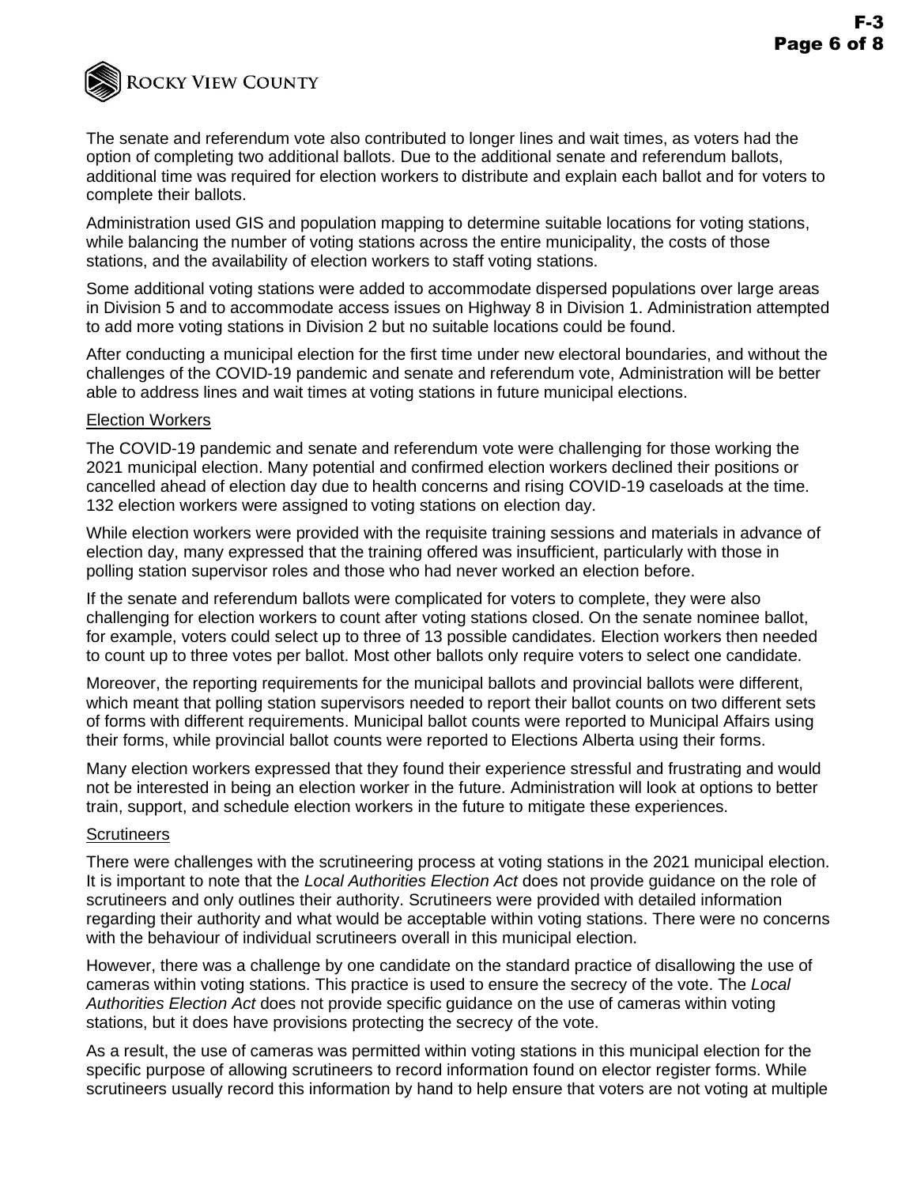The senate and referendum vote also contributed to longer lines and wait times, as voters had the option of completing two additional ballots. Due to the additional senate and referendum ballots, additional time was required for election workers to distribute and explain each ballot and for voters to complete their ballots.

Administration used GIS and population mapping to determine suitable locations for voting stations, while balancing the number of voting stations across the entire municipality, the costs of those stations, and the availability of election workers to staff voting stations.

Some additional voting stations were added to accommodate dispersed populations over large areas in Division 5 and to accommodate access issues on Highway 8 in Division 1. Administration attempted to add more voting stations in Division 2 but no suitable locations could be found.

After conducting a municipal election for the first time under new electoral boundaries, and without the challenges of the COVID-19 pandemic and senate and referendum vote, Administration will be better able to address lines and wait times at voting stations in future municipal elections.

<u>Election Workers</u>

The COVID-19 pandemic and senate and referendum vote were challenging for those working the 2021 municipal election. Many potential and confirmed election workers declined their positions or cancelled ahead of election day due to health concerns and rising COVID-19 caseloads at the time. 132 election workers were assigned to voting stations on election day.

While election workers were provided with the requisite training sessions and materials in advance of election day, many expressed that the training offered was insufficient, particularly with those in polling station supervisor roles and those who had never worked an election before.

If the senate and referendum ballots were complicated for voters to complete, they were also challenging for election workers to count after voting stations closed. On the senate nominee ballot, for example, voters could select up to three of 13 possible candidates. Election workers then needed to count up to three votes per ballot. Most other ballots only require voters to select one candidate.

Moreover, the reporting requirements for the municipal ballots and provincial ballots were different, which meant that polling station supervisors needed to report their ballot counts on two different sets of forms with different requirements. Municipal ballot counts were reported to Municipal Affairs using their forms, while provincial ballot counts were reported to Elections Alberta using their forms.

Many election workers expressed that they found their experience stressful and frustrating and would not be interested in being an election worker in the future. Administration will look at options to better train, support, and schedule election workers in the future to mitigate these experiences.

<u>Scrutineers</u>

There were challenges with the scrutineering process at voting stations in the 2021 municipal election. It is important to note that the *Local Authorities Election Act* does not provide guidance on the role of scrutineers and only outlines their authority. Scrutineers were provided with detailed information regarding their authority and what would be acceptable within voting stations. There were no concerns with the behaviour of individual scrutineers overall in this municipal election.

However, there was a challenge by one candidate on the standard practice of disallowing the use of cameras within voting stations. This practice is used to ensure the secrecy of the vote. The *Local Authorities Election Act* does not provide specific guidance on the use of cameras within voting stations, but it does have provisions protecting the secrecy of the vote.

As a result, the use of cameras was permitted within voting stations in this municipal election for the specific purpose of allowing scrutineers to record information found on elector register forms. While scrutineers usually record this information by hand to help ensure that voters are not voting at multiple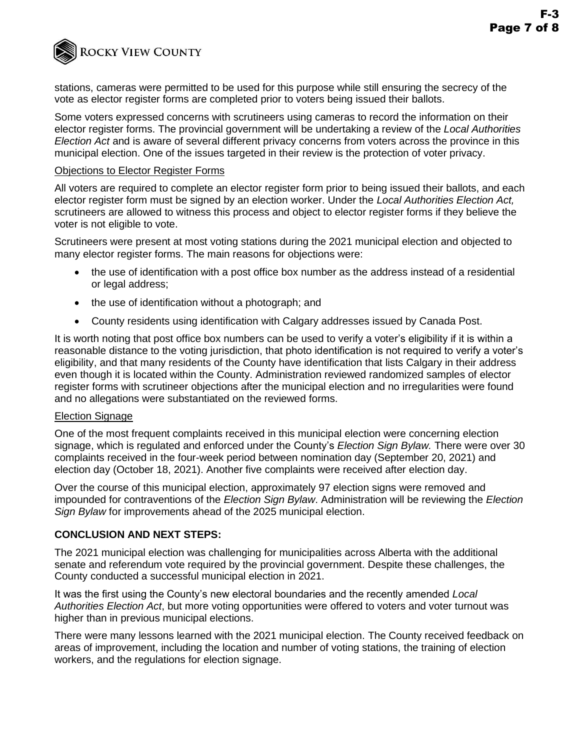stations, cameras were permitted to be used for this purpose while still ensuring the secrecy of the vote as elector register forms are completed prior to voters being issued their ballots.

Some voters expressed concerns with scrutineers using cameras to record the information on their elector register forms. The provincial government will be undertaking a review of the *Local Authorities Election Act* and is aware of several different privacy concerns from voters across the province in this municipal election. One of the issues targeted in their review is the protection of voter privacy.

#### Objections to Elector Register Forms

All voters are required to complete an elector register form prior to being issued their ballots, and each elector register form must be signed by an election worker. Under the *Local Authorities Election Act,* scrutineers are allowed to witness this process and object to elector register forms if they believe the voter is not eligible to vote.

Scrutineers were present at most voting stations during the 2021 municipal election and objected to many elector register forms. The main reasons for objections were:

- the use of identification with a post office box number as the address instead of a residential or legal address;
- the use of identification without a photograph; and
- County residents using identification with Calgary addresses issued by Canada Post.

It is worth noting that post office box numbers can be used to verify a voter's eligibility if it is within a reasonable distance to the voting jurisdiction, that photo identification is not required to verify a voter's eligibility, and that many residents of the County have identification that lists Calgary in their address even though it is located within the County. Administration reviewed randomized samples of elector register forms with scrutineer objections after the municipal election and no irregularities were found and no allegations were substantiated on the reviewed forms.

#### Election Signage

One of the most frequent complaints received in this municipal election were concerning election signage, which is regulated and enforced under the County's *Election Sign Bylaw.* There were over 30 complaints received in the four-week period between nomination day (September 20, 2021) and election day (October 18, 2021). Another five complaints were received after election day.

Over the course of this municipal election, approximately 97 election signs were removed and impounded for contraventions of the *Election Sign Bylaw*. Administration will be reviewing the *Election Sign Bylaw* for improvements ahead of the 2025 municipal election.

## CONCLUSION AND NEXT STEPS:

The 2021 municipal election was challenging for municipalities across Alberta with the additional senate and referendum vote required by the provincial government. Despite these challenges, the County conducted a successful municipal election in 2021.

It was the first using the County's new electoral boundaries and the recently amended *Local Authorities Election Act*, but more voting opportunities were offered to voters and voter turnout was higher than in previous municipal elections.

There were many lessons learned with the 2021 municipal election. The County received feedback on areas of improvement, including the location and number of voting stations, the training of election workers, and the regulations for election signage.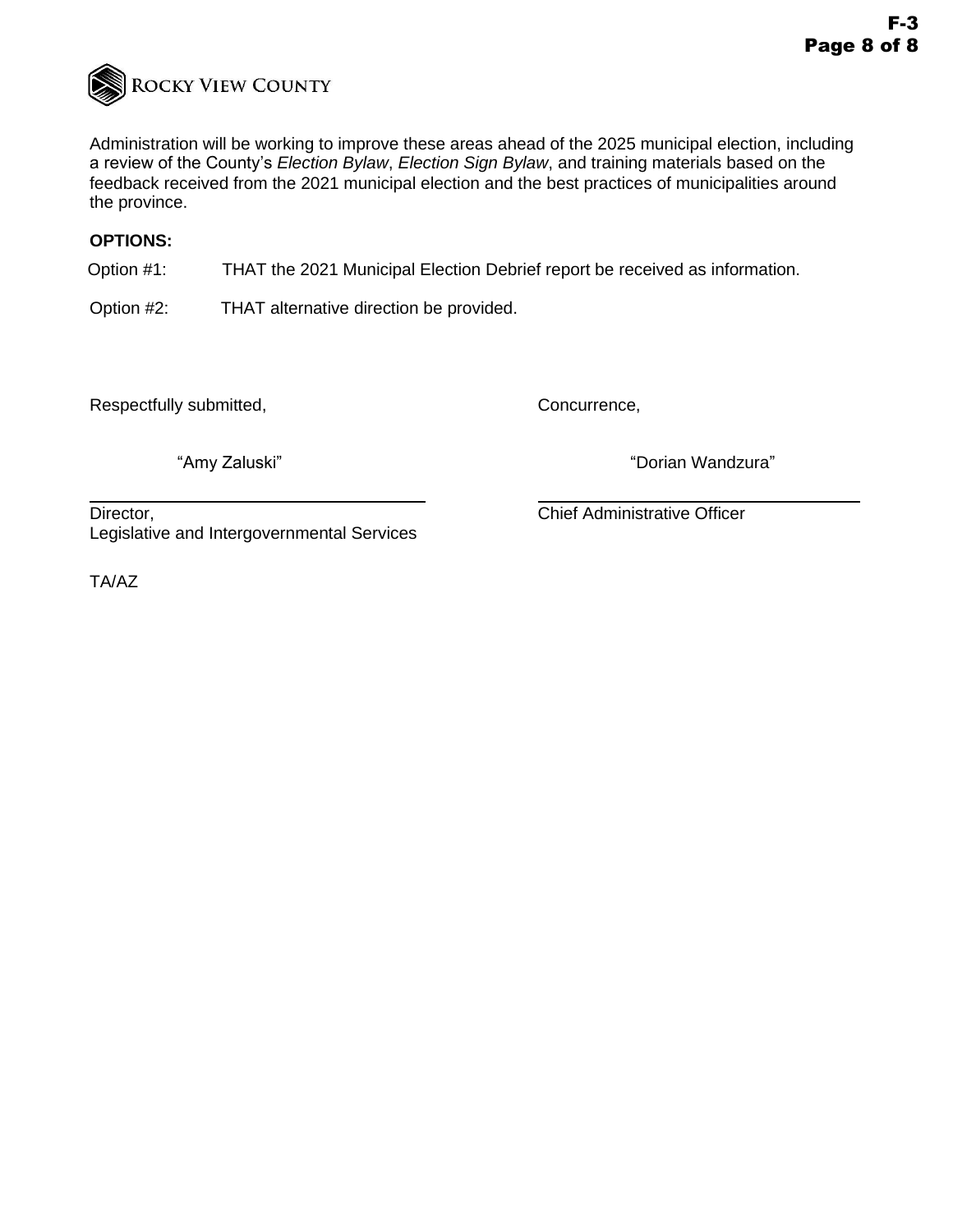Administration will be working to improve these areas ahead of the 2025 municipal election, including a review of the County's *Election Bylaw*, *Election Sign Bylaw*, and training materials based on the feedback received from the 2021 municipal election and the best practices of municipalities around the province.

**OPTIONS:**

Option #1: THAT the 2021 Municipal Election Debrief report be received as information.

Option #2: THAT alternative direction be provided.

Respectfully submitted,

"Amy Zaluski"

Director,
Legislative and Intergovernmental Services

Concurrence,

"Dorian Wandzura"

Chief Administrative Officer

TA/AZ